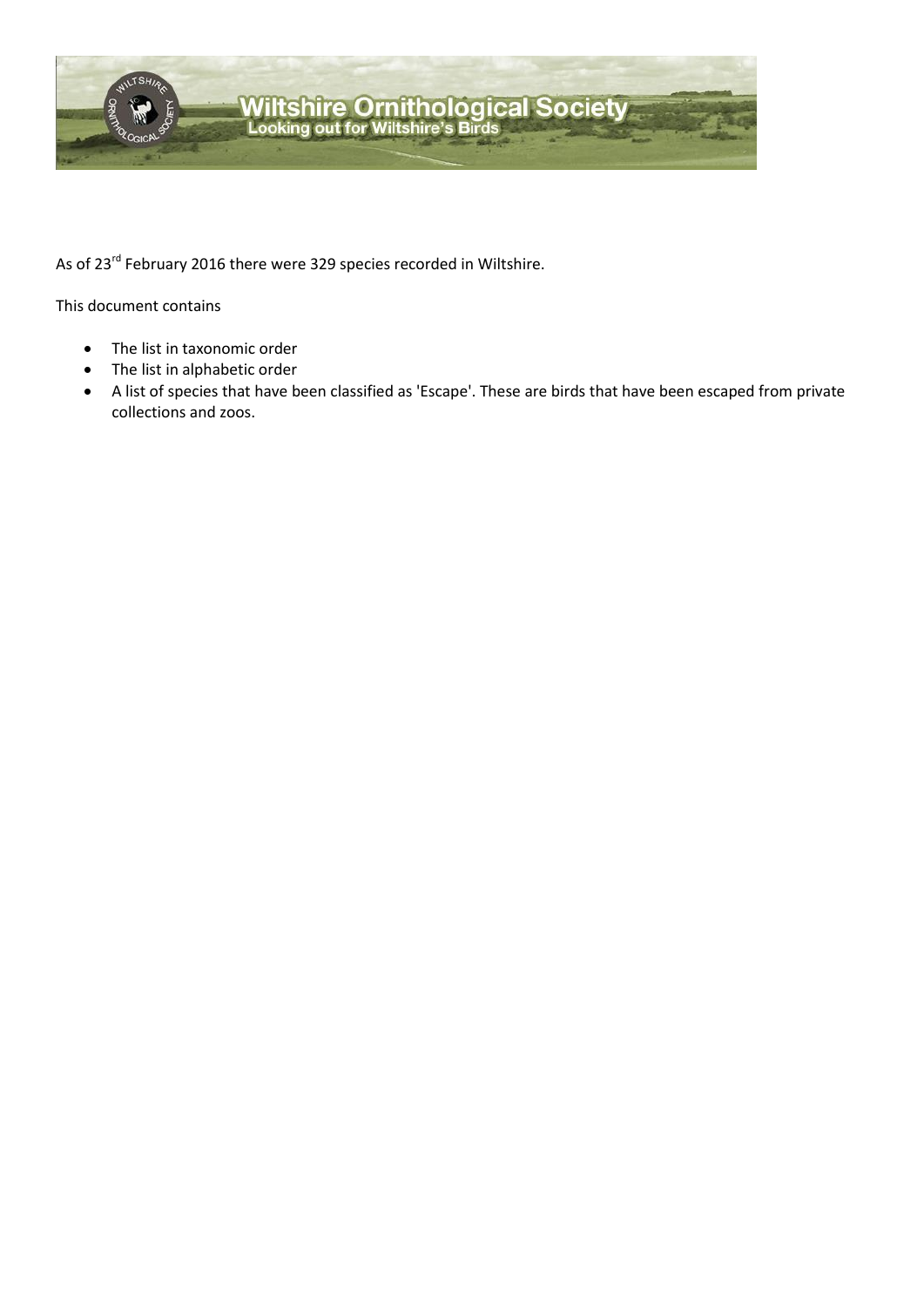# Wiltshire Ornithological Society

Looking out for Wiltshire's Birds

As of 23rd February 2016 there were 329 species recorded in Wiltshire.

This document contains

- The list in taxonomic order
- The list in alphabetic order
- A list of species that have been classified as 'Escape'. These are birds that have been escaped from private collections and zoos.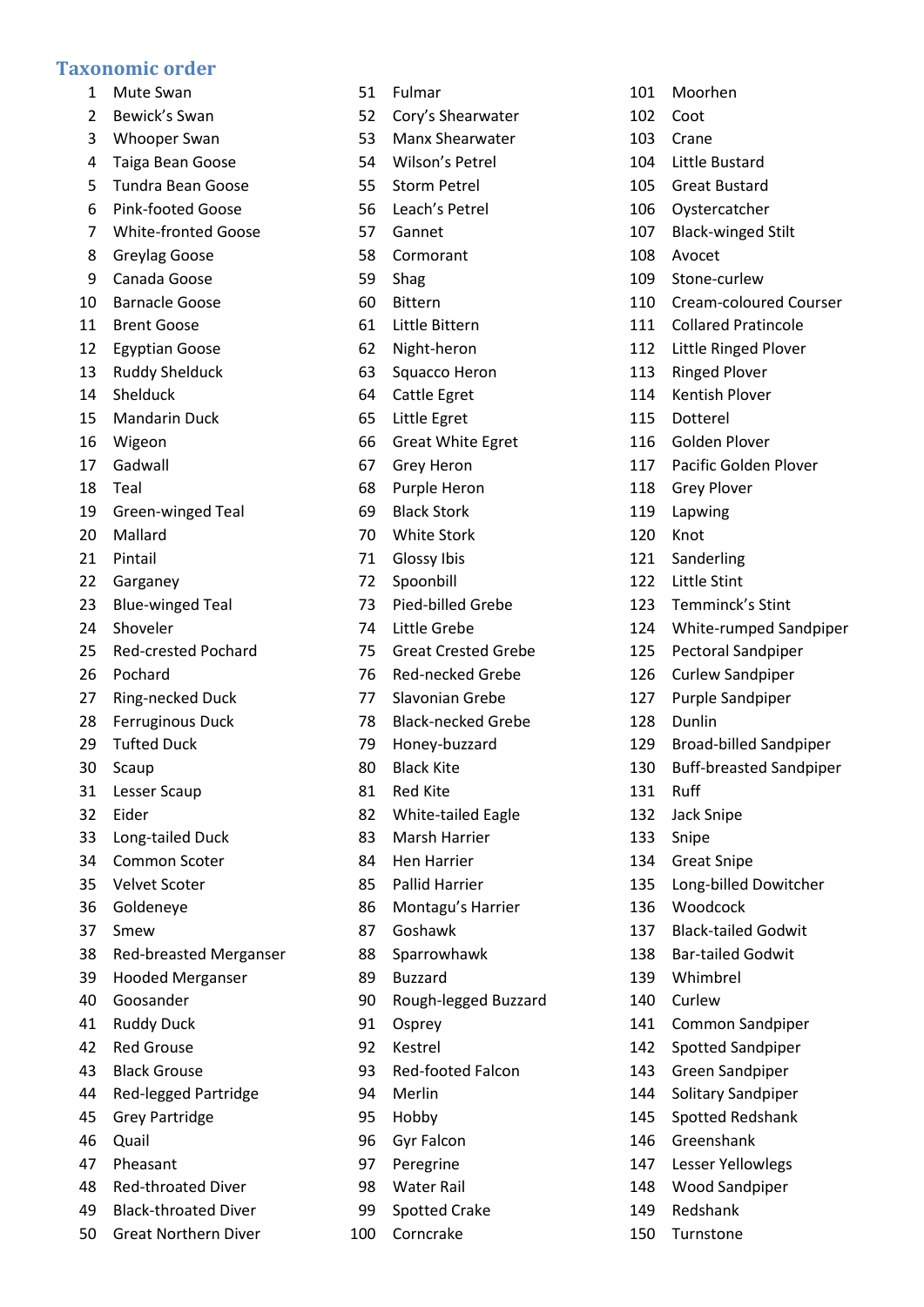## Taxonomic order

1 Mute Swan
2 Bewick's Swan
3 Whooper Swan
4 Taiga Bean Goose
5 Tundra Bean Goose
6 Pink-footed Goose
7 White-fronted Goose
8 Greylag Goose
9 Canada Goose
10 Barnacle Goose
11 Brent Goose
12 Egyptian Goose
13 Ruddy Shelduck
14 Shelduck
15 Mandarin Duck
16 Wigeon
17 Gadwall
18 Teal
19 Green-winged Teal
20 Mallard
21 Pintail
22 Garganey
23 Blue-winged Teal
24 Shoveler
25 Red-crested Pochard
26 Pochard
27 Ring-necked Duck
28 Ferruginous Duck
29 Tufted Duck
30 Scaup
31 Lesser Scaup
32 Eider
33 Long-tailed Duck
34 Common Scoter
35 Velvet Scoter
36 Goldeneye
37 Smew
38 Red-breasted Merganser
39 Hooded Merganser
40 Goosander
41 Ruddy Duck
42 Red Grouse
43 Black Grouse
44 Red-legged Partridge
45 Grey Partridge
46 Quail
47 Pheasant
48 Red-throated Diver
49 Black-throated Diver
50 Great Northern Diver
51 Fulmar
52 Cory's Shearwater
53 Manx Shearwater
54 Wilson's Petrel
55 Storm Petrel
56 Leach's Petrel
57 Gannet
58 Cormorant
59 Shag
60 Bittern
61 Little Bittern
62 Night-heron
63 Squacco Heron
64 Cattle Egret
65 Little Egret
66 Great White Egret
67 Grey Heron
68 Purple Heron
69 Black Stork
70 White Stork
71 Glossy Ibis
72 Spoonbill
73 Pied-billed Grebe
74 Little Grebe
75 Great Crested Grebe
76 Red-necked Grebe
77 Slavonian Grebe
78 Black-necked Grebe
79 Honey-buzzard
80 Black Kite
81 Red Kite
82 White-tailed Eagle
83 Marsh Harrier
84 Hen Harrier
85 Pallid Harrier
86 Montagu's Harrier
87 Goshawk
88 Sparrowhawk
89 Buzzard
90 Rough-legged Buzzard
91 Osprey
92 Kestrel
93 Red-footed Falcon
94 Merlin
95 Hobby
96 Gyr Falcon
97 Peregrine
98 Water Rail
99 Spotted Crake
100 Corncrake
101 Moorhen
102 Coot
103 Crane
104 Little Bustard
105 Great Bustard
106 Oystercatcher
107 Black-winged Stilt
108 Avocet
109 Stone-curlew
110 Cream-coloured Courser
111 Collared Pratincole
112 Little Ringed Plover
113 Ringed Plover
114 Kentish Plover
115 Dotterel
116 Golden Plover
117 Pacific Golden Plover
118 Grey Plover
119 Lapwing
120 Knot
121 Sanderling
122 Little Stint
123 Temminck's Stint
124 White-rumped Sandpiper
125 Pectoral Sandpiper
126 Curlew Sandpiper
127 Purple Sandpiper
128 Dunlin
129 Broad-billed Sandpiper
130 Buff-breasted Sandpiper
131 Ruff
132 Jack Snipe
133 Snipe
134 Great Snipe
135 Long-billed Dowitcher
136 Woodcock
137 Black-tailed Godwit
138 Bar-tailed Godwit
139 Whimbrel
140 Curlew
141 Common Sandpiper
142 Spotted Sandpiper
143 Green Sandpiper
144 Solitary Sandpiper
145 Spotted Redshank
146 Greenshank
147 Lesser Yellowlegs
148 Wood Sandpiper
149 Redshank
150 Turnstone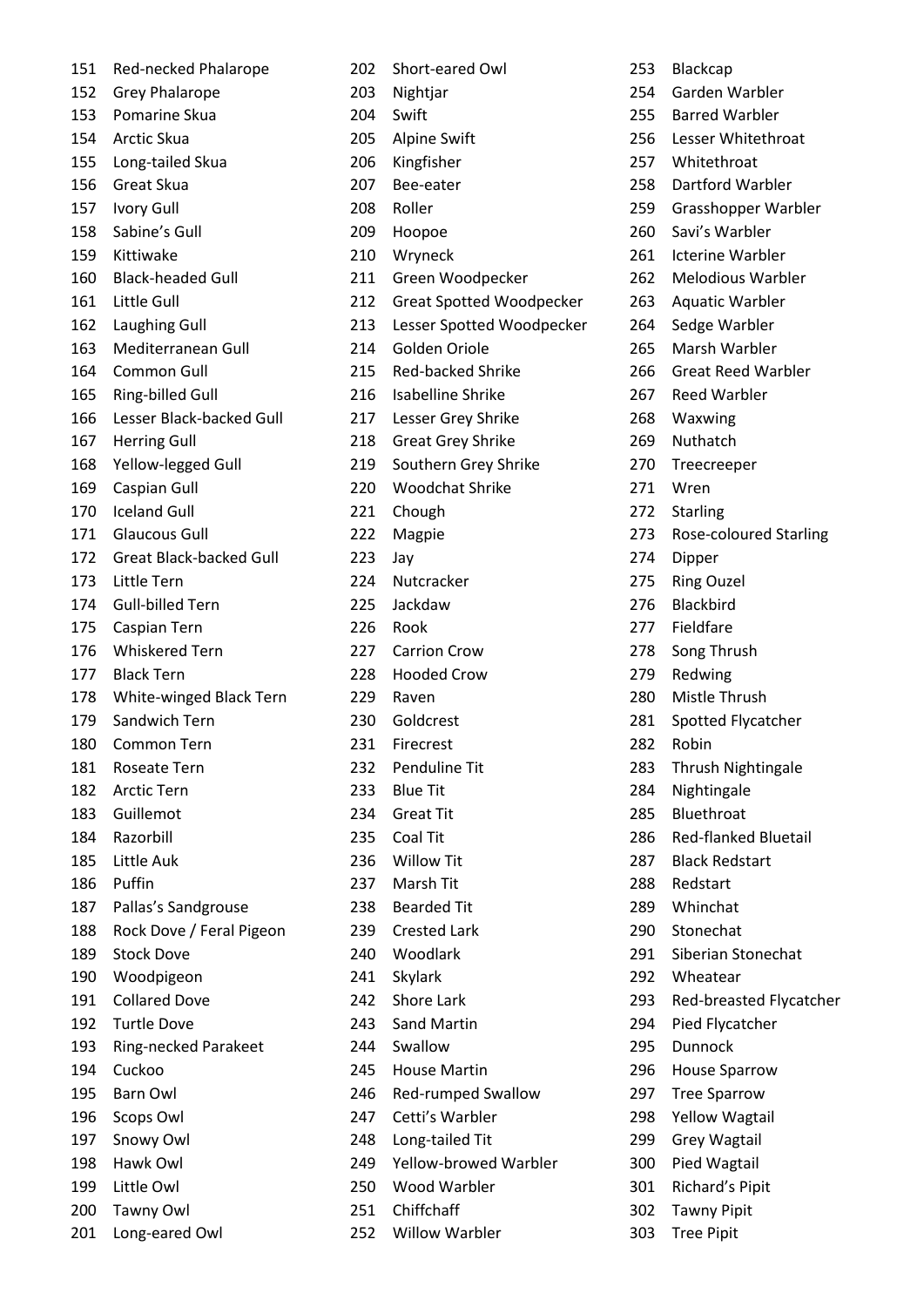151 Red-necked Phalarope
152 Grey Phalarope
153 Pomarine Skua
154 Arctic Skua
155 Long-tailed Skua
156 Great Skua
157 Ivory Gull
158 Sabine's Gull
159 Kittiwake
160 Black-headed Gull
161 Little Gull
162 Laughing Gull
163 Mediterranean Gull
164 Common Gull
165 Ring-billed Gull
166 Lesser Black-backed Gull
167 Herring Gull
168 Yellow-legged Gull
169 Caspian Gull
170 Iceland Gull
171 Glaucous Gull
172 Great Black-backed Gull
173 Little Tern
174 Gull-billed Tern
175 Caspian Tern
176 Whiskered Tern
177 Black Tern
178 White-winged Black Tern
179 Sandwich Tern
180 Common Tern
181 Roseate Tern
182 Arctic Tern
183 Guillemot
184 Razorbill
185 Little Auk
186 Puffin
187 Pallas's Sandgrouse
188 Rock Dove / Feral Pigeon
189 Stock Dove
190 Woodpigeon
191 Collared Dove
192 Turtle Dove
193 Ring-necked Parakeet
194 Cuckoo
195 Barn Owl
196 Scops Owl
197 Snowy Owl
198 Hawk Owl
199 Little Owl
200 Tawny Owl
201 Long-eared Owl
202 Short-eared Owl
203 Nightjar
204 Swift
205 Alpine Swift
206 Kingfisher
207 Bee-eater
208 Roller
209 Hoopoe
210 Wryneck
211 Green Woodpecker
212 Great Spotted Woodpecker
213 Lesser Spotted Woodpecker
214 Golden Oriole
215 Red-backed Shrike
216 Isabelline Shrike
217 Lesser Grey Shrike
218 Great Grey Shrike
219 Southern Grey Shrike
220 Woodchat Shrike
221 Chough
222 Magpie
223 Jay
224 Nutcracker
225 Jackdaw
226 Rook
227 Carrion Crow
228 Hooded Crow
229 Raven
230 Goldcrest
231 Firecrest
232 Penduline Tit
233 Blue Tit
234 Great Tit
235 Coal Tit
236 Willow Tit
237 Marsh Tit
238 Bearded Tit
239 Crested Lark
240 Woodlark
241 Skylark
242 Shore Lark
243 Sand Martin
244 Swallow
245 House Martin
246 Red-rumped Swallow
247 Cetti's Warbler
248 Long-tailed Tit
249 Yellow-browed Warbler
250 Wood Warbler
251 Chiffchaff
252 Willow Warbler
253 Blackcap
254 Garden Warbler
255 Barred Warbler
256 Lesser Whitethroat
257 Whitethroat
258 Dartford Warbler
259 Grasshopper Warbler
260 Savi's Warbler
261 Icterine Warbler
262 Melodious Warbler
263 Aquatic Warbler
264 Sedge Warbler
265 Marsh Warbler
266 Great Reed Warbler
267 Reed Warbler
268 Waxwing
269 Nuthatch
270 Treecreeper
271 Wren
272 Starling
273 Rose-coloured Starling
274 Dipper
275 Ring Ouzel
276 Blackbird
277 Fieldfare
278 Song Thrush
279 Redwing
280 Mistle Thrush
281 Spotted Flycatcher
282 Robin
283 Thrush Nightingale
284 Nightingale
285 Bluethroat
286 Red-flanked Bluetail
287 Black Redstart
288 Redstart
289 Whinchat
290 Stonechat
291 Siberian Stonechat
292 Wheatear
293 Red-breasted Flycatcher
294 Pied Flycatcher
295 Dunnock
296 House Sparrow
297 Tree Sparrow
298 Yellow Wagtail
299 Grey Wagtail
300 Pied Wagtail
301 Richard's Pipit
302 Tawny Pipit
303 Tree Pipit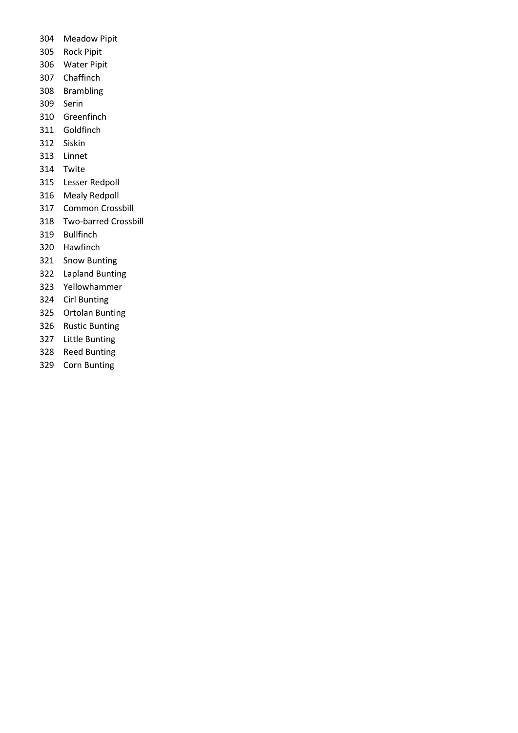304 Meadow Pipit
305 Rock Pipit
306 Water Pipit
307 Chaffinch
308 Brambling
309 Serin
310 Greenfinch
311 Goldfinch
312 Siskin
313 Linnet
314 Twite
315 Lesser Redpoll
316 Mealy Redpoll
317 Common Crossbill
318 Two-barred Crossbill
319 Bullfinch
320 Hawfinch
321 Snow Bunting
322 Lapland Bunting
323 Yellowhammer
324 Cirl Bunting
325 Ortolan Bunting
326 Rustic Bunting
327 Little Bunting
328 Reed Bunting
329 Corn Bunting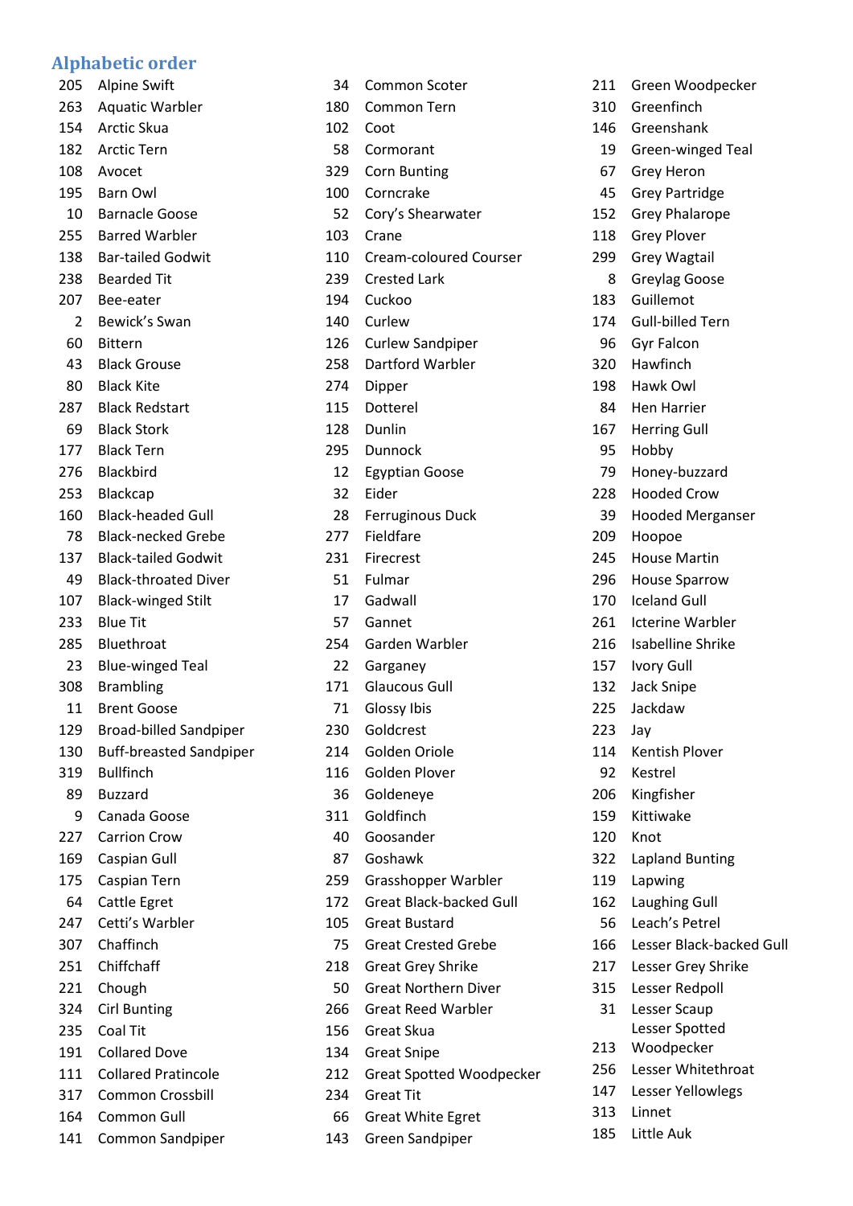## Alphabetic order

| No. | Name |
|---|---|
| 205 | Alpine Swift |
| 263 | Aquatic Warbler |
| 154 | Arctic Skua |
| 182 | Arctic Tern |
| 108 | Avocet |
| 195 | Barn Owl |
| 10 | Barnacle Goose |
| 255 | Barred Warbler |
| 138 | Bar-tailed Godwit |
| 238 | Bearded Tit |
| 207 | Bee-eater |
| 2 | Bewick's Swan |
| 60 | Bittern |
| 43 | Black Grouse |
| 80 | Black Kite |
| 287 | Black Redstart |
| 69 | Black Stork |
| 177 | Black Tern |
| 276 | Blackbird |
| 253 | Blackcap |
| 160 | Black-headed Gull |
| 78 | Black-necked Grebe |
| 137 | Black-tailed Godwit |
| 49 | Black-throated Diver |
| 107 | Black-winged Stilt |
| 233 | Blue Tit |
| 285 | Bluethroat |
| 23 | Blue-winged Teal |
| 308 | Brambling |
| 11 | Brent Goose |
| 129 | Broad-billed Sandpiper |
| 130 | Buff-breasted Sandpiper |
| 319 | Bullfinch |
| 89 | Buzzard |
| 9 | Canada Goose |
| 227 | Carrion Crow |
| 169 | Caspian Gull |
| 175 | Caspian Tern |
| 64 | Cattle Egret |
| 247 | Cetti's Warbler |
| 307 | Chaffinch |
| 251 | Chiffchaff |
| 221 | Chough |
| 324 | Cirl Bunting |
| 235 | Coal Tit |
| 191 | Collared Dove |
| 111 | Collared Pratincole |
| 317 | Common Crossbill |
| 164 | Common Gull |
| 141 | Common Sandpiper |
| 34 | Common Scoter |
| 180 | Common Tern |
| 102 | Coot |
| 58 | Cormorant |
| 329 | Corn Bunting |
| 100 | Corncrake |
| 52 | Cory's Shearwater |
| 103 | Crane |
| 110 | Cream-coloured Courser |
| 239 | Crested Lark |
| 194 | Cuckoo |
| 140 | Curlew |
| 126 | Curlew Sandpiper |
| 258 | Dartford Warbler |
| 274 | Dipper |
| 115 | Dotterel |
| 128 | Dunlin |
| 295 | Dunnock |
| 12 | Egyptian Goose |
| 32 | Eider |
| 28 | Ferruginous Duck |
| 277 | Fieldfare |
| 231 | Firecrest |
| 51 | Fulmar |
| 17 | Gadwall |
| 57 | Gannet |
| 254 | Garden Warbler |
| 22 | Garganey |
| 171 | Glaucous Gull |
| 71 | Glossy Ibis |
| 230 | Goldcrest |
| 214 | Golden Oriole |
| 116 | Golden Plover |
| 36 | Goldeneye |
| 311 | Goldfinch |
| 40 | Goosander |
| 87 | Goshawk |
| 259 | Grasshopper Warbler |
| 172 | Great Black-backed Gull |
| 105 | Great Bustard |
| 75 | Great Crested Grebe |
| 218 | Great Grey Shrike |
| 50 | Great Northern Diver |
| 266 | Great Reed Warbler |
| 156 | Great Skua |
| 134 | Great Snipe |
| 212 | Great Spotted Woodpecker |
| 234 | Great Tit |
| 66 | Great White Egret |
| 143 | Green Sandpiper |
| 211 | Green Woodpecker |
| 310 | Greenfinch |
| 146 | Greenshank |
| 19 | Green-winged Teal |
| 67 | Grey Heron |
| 45 | Grey Partridge |
| 152 | Grey Phalarope |
| 118 | Grey Plover |
| 299 | Grey Wagtail |
| 8 | Greylag Goose |
| 183 | Guillemot |
| 174 | Gull-billed Tern |
| 96 | Gyr Falcon |
| 320 | Hawfinch |
| 198 | Hawk Owl |
| 84 | Hen Harrier |
| 167 | Herring Gull |
| 95 | Hobby |
| 79 | Honey-buzzard |
| 228 | Hooded Crow |
| 39 | Hooded Merganser |
| 209 | Hoopoe |
| 245 | House Martin |
| 296 | House Sparrow |
| 170 | Iceland Gull |
| 261 | Icterine Warbler |
| 216 | Isabelline Shrike |
| 157 | Ivory Gull |
| 132 | Jack Snipe |
| 225 | Jackdaw |
| 223 | Jay |
| 114 | Kentish Plover |
| 92 | Kestrel |
| 206 | Kingfisher |
| 159 | Kittiwake |
| 120 | Knot |
| 322 | Lapland Bunting |
| 119 | Lapwing |
| 162 | Laughing Gull |
| 56 | Leach's Petrel |
| 166 | Lesser Black-backed Gull |
| 217 | Lesser Grey Shrike |
| 315 | Lesser Redpoll |
| 31 | Lesser Scaup |
| 213 | Lesser Spotted Woodpecker |
| 256 | Lesser Whitethroat |
| 147 | Lesser Yellowlegs |
| 313 | Linnet |
| 185 | Little Auk |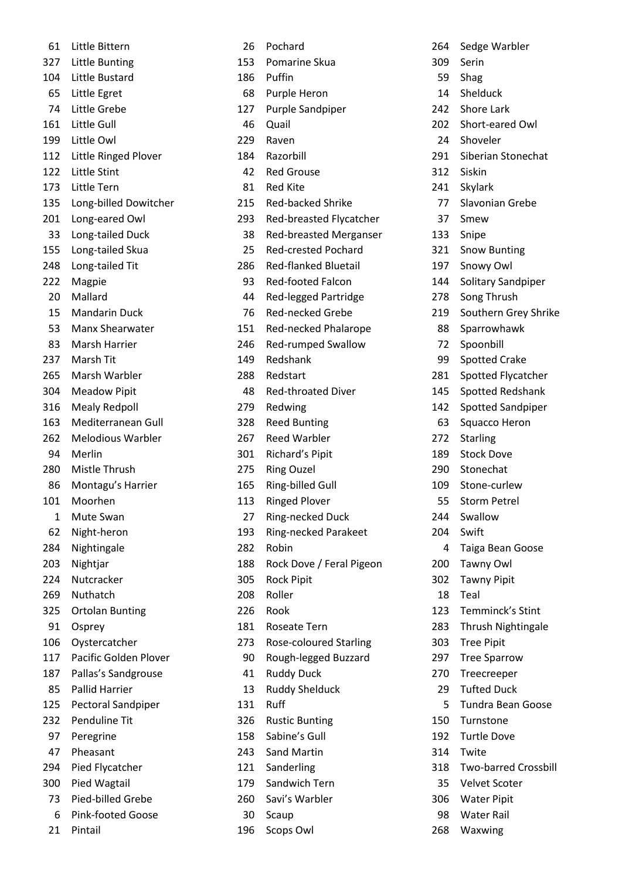| | |
|---|---|
| 61 | Little Bittern |
| 327 | Little Bunting |
| 104 | Little Bustard |
| 65 | Little Egret |
| 74 | Little Grebe |
| 161 | Little Gull |
| 199 | Little Owl |
| 112 | Little Ringed Plover |
| 122 | Little Stint |
| 173 | Little Tern |
| 135 | Long-billed Dowitcher |
| 201 | Long-eared Owl |
| 33 | Long-tailed Duck |
| 155 | Long-tailed Skua |
| 248 | Long-tailed Tit |
| 222 | Magpie |
| 20 | Mallard |
| 15 | Mandarin Duck |
| 53 | Manx Shearwater |
| 83 | Marsh Harrier |
| 237 | Marsh Tit |
| 265 | Marsh Warbler |
| 304 | Meadow Pipit |
| 316 | Mealy Redpoll |
| 163 | Mediterranean Gull |
| 262 | Melodious Warbler |
| 94 | Merlin |
| 280 | Mistle Thrush |
| 86 | Montagu's Harrier |
| 101 | Moorhen |
| 1 | Mute Swan |
| 62 | Night-heron |
| 284 | Nightingale |
| 203 | Nightjar |
| 224 | Nutcracker |
| 269 | Nuthatch |
| 325 | Ortolan Bunting |
| 91 | Osprey |
| 106 | Oystercatcher |
| 117 | Pacific Golden Plover |
| 187 | Pallas's Sandgrouse |
| 85 | Pallid Harrier |
| 125 | Pectoral Sandpiper |
| 232 | Penduline Tit |
| 97 | Peregrine |
| 47 | Pheasant |
| 294 | Pied Flycatcher |
| 300 | Pied Wagtail |
| 73 | Pied-billed Grebe |
| 6 | Pink-footed Goose |
| 21 | Pintail |
| 26 | Pochard |
| 153 | Pomarine Skua |
| 186 | Puffin |
| 68 | Purple Heron |
| 127 | Purple Sandpiper |
| 46 | Quail |
| 229 | Raven |
| 184 | Razorbill |
| 42 | Red Grouse |
| 81 | Red Kite |
| 215 | Red-backed Shrike |
| 293 | Red-breasted Flycatcher |
| 38 | Red-breasted Merganser |
| 25 | Red-crested Pochard |
| 286 | Red-flanked Bluetail |
| 93 | Red-footed Falcon |
| 44 | Red-legged Partridge |
| 76 | Red-necked Grebe |
| 151 | Red-necked Phalarope |
| 246 | Red-rumped Swallow |
| 149 | Redshank |
| 288 | Redstart |
| 48 | Red-throated Diver |
| 279 | Redwing |
| 328 | Reed Bunting |
| 267 | Reed Warbler |
| 301 | Richard's Pipit |
| 275 | Ring Ouzel |
| 165 | Ring-billed Gull |
| 113 | Ringed Plover |
| 27 | Ring-necked Duck |
| 193 | Ring-necked Parakeet |
| 282 | Robin |
| 188 | Rock Dove / Feral Pigeon |
| 305 | Rock Pipit |
| 208 | Roller |
| 226 | Rook |
| 181 | Roseate Tern |
| 273 | Rose-coloured Starling |
| 90 | Rough-legged Buzzard |
| 41 | Ruddy Duck |
| 13 | Ruddy Shelduck |
| 131 | Ruff |
| 326 | Rustic Bunting |
| 158 | Sabine's Gull |
| 243 | Sand Martin |
| 121 | Sanderling |
| 179 | Sandwich Tern |
| 260 | Savi's Warbler |
| 30 | Scaup |
| 196 | Scops Owl |
| 264 | Sedge Warbler |
| 309 | Serin |
| 59 | Shag |
| 14 | Shelduck |
| 242 | Shore Lark |
| 202 | Short-eared Owl |
| 24 | Shoveler |
| 291 | Siberian Stonechat |
| 312 | Siskin |
| 241 | Skylark |
| 77 | Slavonian Grebe |
| 37 | Smew |
| 133 | Snipe |
| 321 | Snow Bunting |
| 197 | Snowy Owl |
| 144 | Solitary Sandpiper |
| 278 | Song Thrush |
| 219 | Southern Grey Shrike |
| 88 | Sparrowhawk |
| 72 | Spoonbill |
| 99 | Spotted Crake |
| 281 | Spotted Flycatcher |
| 145 | Spotted Redshank |
| 142 | Spotted Sandpiper |
| 63 | Squacco Heron |
| 272 | Starling |
| 189 | Stock Dove |
| 290 | Stonechat |
| 109 | Stone-curlew |
| 55 | Storm Petrel |
| 244 | Swallow |
| 204 | Swift |
| 4 | Taiga Bean Goose |
| 200 | Tawny Owl |
| 302 | Tawny Pipit |
| 18 | Teal |
| 123 | Temminck's Stint |
| 283 | Thrush Nightingale |
| 303 | Tree Pipit |
| 297 | Tree Sparrow |
| 270 | Treecreeper |
| 29 | Tufted Duck |
| 5 | Tundra Bean Goose |
| 150 | Turnstone |
| 192 | Turtle Dove |
| 314 | Twite |
| 318 | Two-barred Crossbill |
| 35 | Velvet Scoter |
| 306 | Water Pipit |
| 98 | Water Rail |
| 268 | Waxwing |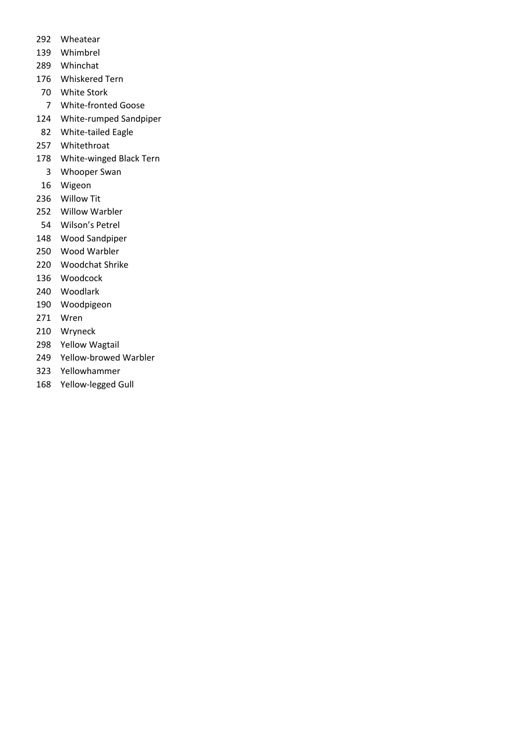292 Wheatear
139 Whimbrel
289 Whinchat
176 Whiskered Tern
70 White Stork
7 White-fronted Goose
124 White-rumped Sandpiper
82 White-tailed Eagle
257 Whitethroat
178 White-winged Black Tern
3 Whooper Swan
16 Wigeon
236 Willow Tit
252 Willow Warbler
54 Wilson's Petrel
148 Wood Sandpiper
250 Wood Warbler
220 Woodchat Shrike
136 Woodcock
240 Woodlark
190 Woodpigeon
271 Wren
210 Wryneck
298 Yellow Wagtail
249 Yellow-browed Warbler
323 Yellowhammer
168 Yellow-legged Gull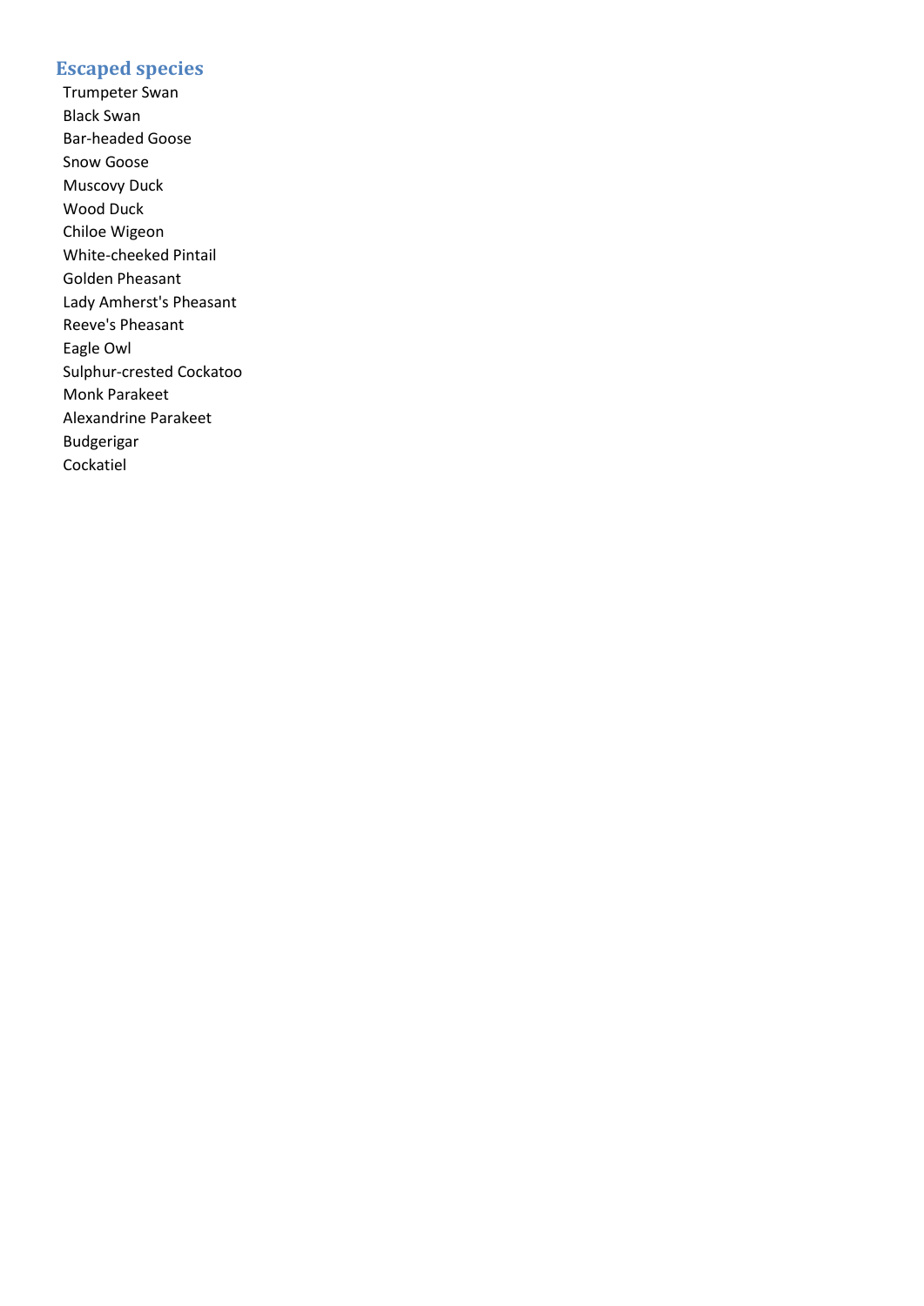## Escaped species

Trumpeter Swan
Black Swan
Bar-headed Goose
Snow Goose
Muscovy Duck
Wood Duck
Chiloe Wigeon
White-cheeked Pintail
Golden Pheasant
Lady Amherst's Pheasant
Reeve's Pheasant
Eagle Owl
Sulphur-crested Cockatoo
Monk Parakeet
Alexandrine Parakeet
Budgerigar
Cockatiel